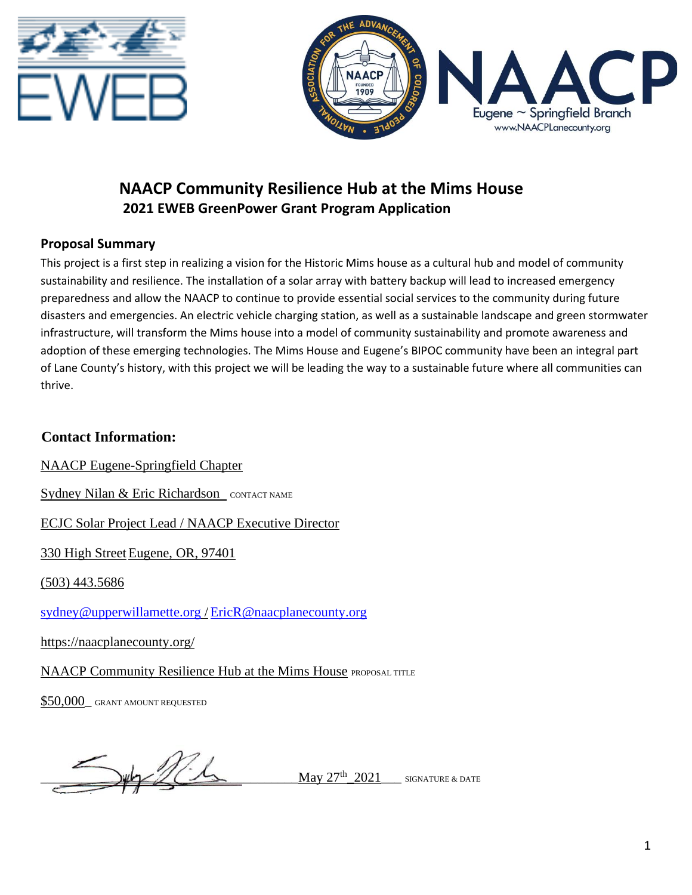# NAACP Community Resilience Hub at the Mims House

## 2021 EWEB GreenPower Grant Program Application

### Proposal Summary

This project is a first step in realizing a vision for the Historic Mims house as a cultural hub and model of community sustainability and resilience. The installation of a solar array with battery backup will lead to increased emergency preparedness and allow the NAACP to continue to provide essential social services to the community during future disasters and emergencies. An electric vehicle charging station, as well as a sustainable landscape and green stormwater infrastructure, will transform the Mims house into a model of community sustainability and promote awareness and adoption of these emerging technologies. The Mims House and Eugene's BIPOC community have been an integral part of Lane County's history, with this project we will be leading the way to a sustainable future where all communities can thrive.

### Contact Information:

NAACP Eugene-Springfield Chapter

Sydney Nilan & Eric Richardson CONTACT NAME

ECJC Solar Project Lead / NAACP Executive Director

330 High Street Eugene, OR, 97401

(503) 443.5686

sydney@upperwillamette.org / EricR@naacplanecounty.org

https://naacplanecounty.org/

NAACP Community Resilience Hub at the Mims House PROPOSAL TITLE

$50,000 GRANT AMOUNT REQUESTED

May 27th 2021 SIGNATURE & DATE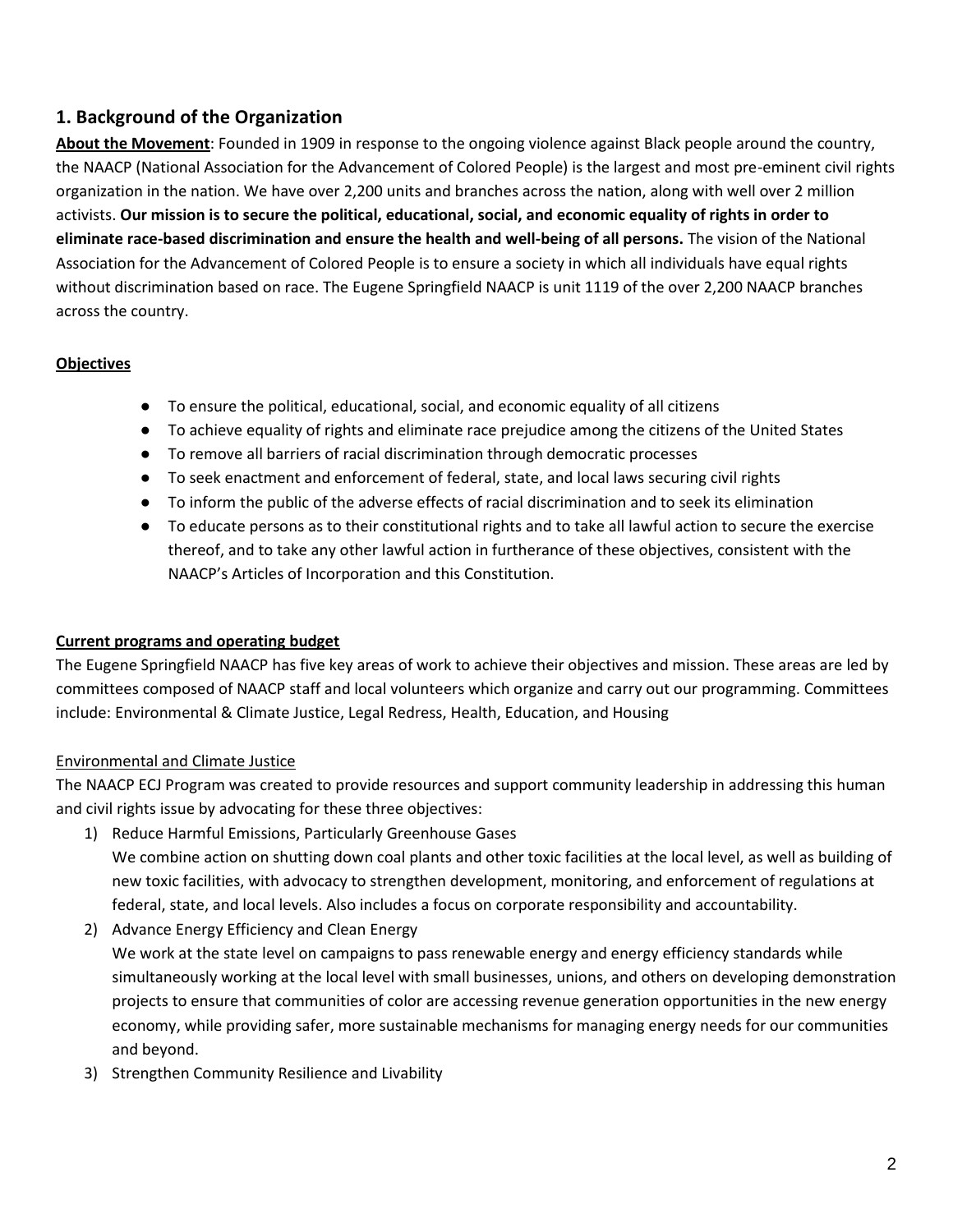## 1. Background of the Organization

**About the Movement**: Founded in 1909 in response to the ongoing violence against Black people around the country, the NAACP (National Association for the Advancement of Colored People) is the largest and most pre-eminent civil rights organization in the nation. We have over 2,200 units and branches across the nation, along with well over 2 million activists. **Our mission is to secure the political, educational, social, and economic equality of rights in order to eliminate race-based discrimination and ensure the health and well-being of all persons.** The vision of the National Association for the Advancement of Colored People is to ensure a society in which all individuals have equal rights without discrimination based on race. The Eugene Springfield NAACP is unit 1119 of the over 2,200 NAACP branches across the country.

**Objectives**

- To ensure the political, educational, social, and economic equality of all citizens
- To achieve equality of rights and eliminate race prejudice among the citizens of the United States
- To remove all barriers of racial discrimination through democratic processes
- To seek enactment and enforcement of federal, state, and local laws securing civil rights
- To inform the public of the adverse effects of racial discrimination and to seek its elimination
- To educate persons as to their constitutional rights and to take all lawful action to secure the exercise thereof, and to take any other lawful action in furtherance of these objectives, consistent with the NAACP's Articles of Incorporation and this Constitution.

**Current programs and operating budget**

The Eugene Springfield NAACP has five key areas of work to achieve their objectives and mission. These areas are led by committees composed of NAACP staff and local volunteers which organize and carry out our programming. Committees include: Environmental & Climate Justice, Legal Redress, Health, Education, and Housing

Environmental and Climate Justice

The NAACP ECJ Program was created to provide resources and support community leadership in addressing this human and civil rights issue by advocating for these three objectives:

1) Reduce Harmful Emissions, Particularly Greenhouse Gases
   We combine action on shutting down coal plants and other toxic facilities at the local level, as well as building of new toxic facilities, with advocacy to strengthen development, monitoring, and enforcement of regulations at federal, state, and local levels. Also includes a focus on corporate responsibility and accountability.
2) Advance Energy Efficiency and Clean Energy
   We work at the state level on campaigns to pass renewable energy and energy efficiency standards while simultaneously working at the local level with small businesses, unions, and others on developing demonstration projects to ensure that communities of color are accessing revenue generation opportunities in the new energy economy, while providing safer, more sustainable mechanisms for managing energy needs for our communities and beyond.
3) Strengthen Community Resilience and Livability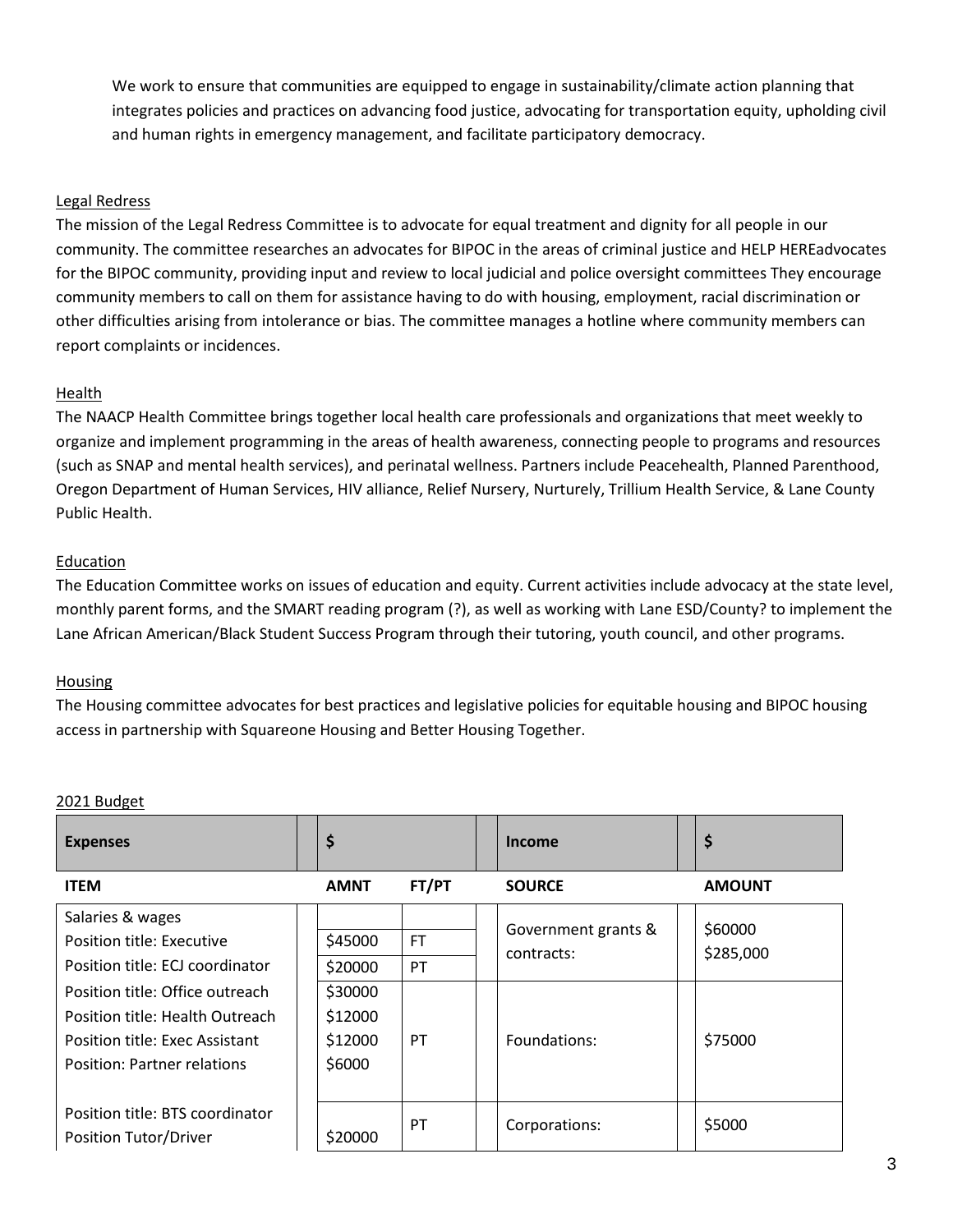We work to ensure that communities are equipped to engage in sustainability/climate action planning that integrates policies and practices on advancing food justice, advocating for transportation equity, upholding civil and human rights in emergency management, and facilitate participatory democracy.

<u>Legal Redress</u>

The mission of the Legal Redress Committee is to advocate for equal treatment and dignity for all people in our community. The committee researches an advocates for BIPOC in the areas of criminal justice and HELP HEREadvocates for the BIPOC community, providing input and review to local judicial and police oversight committees They encourage community members to call on them for assistance having to do with housing, employment, racial discrimination or other difficulties arising from intolerance or bias. The committee manages a hotline where community members can report complaints or incidences.

<u>Health</u>

The NAACP Health Committee brings together local health care professionals and organizations that meet weekly to organize and implement programming in the areas of health awareness, connecting people to programs and resources (such as SNAP and mental health services), and perinatal wellness. Partners include Peacehealth, Planned Parenthood, Oregon Department of Human Services, HIV alliance, Relief Nursery, Nurturely, Trillium Health Service, & Lane County Public Health.

<u>Education</u>

The Education Committee works on issues of education and equity. Current activities include advocacy at the state level, monthly parent forms, and the SMART reading program (?), as well as working with Lane ESD/County? to implement the Lane African American/Black Student Success Program through their tutoring, youth council, and other programs.

<u>Housing</u>

The Housing committee advocates for best practices and legislative policies for equitable housing and BIPOC housing access in partnership with Squareone Housing and Better Housing Together.

<u>2021 Budget</u>

| **Expenses** | **$** | | **Income** | **$** |
|---|---|---|---|---|
| **ITEM** | **AMNT** | **FT/PT** | **SOURCE** | **AMOUNT** |
| Salaries & wages | | | Government grants & contracts: | $60000<br>$285,000 |
| Position title: Executive | $45000 | FT | | |
| Position title: ECJ coordinator | $20000 | PT | | |
| Position title: Office outreach<br>Position title: Health Outreach<br>Position title: Exec Assistant<br>Position: Partner relations | $30000<br>$12000<br>$12000<br>$6000 | PT | Foundations: | $75000 |
| Position title: BTS coordinator<br>Position Tutor/Driver | $20000 | PT | Corporations: | $5000 |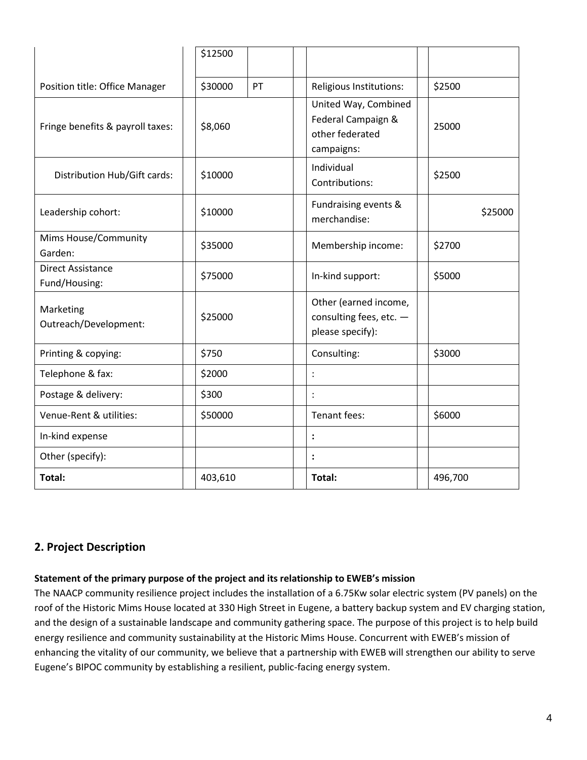| | | | | | | |
|---|---|---|---|---|---|---|
| | | $12500 | | | | |
| Position title: Office Manager | | $30000 | PT | | Religious Institutions: | $2500 |
| Fringe benefits & payroll taxes: | | $8,060 | | | United Way, Combined Federal Campaign & other federated campaigns: | 25000 |
| Distribution Hub/Gift cards: | | $10000 | | | Individual Contributions: | $2500 |
| Leadership cohort: | | $10000 | | | Fundraising events & merchandise: | $25000 |
| Mims House/Community Garden: | | $35000 | | | Membership income: | $2700 |
| Direct Assistance Fund/Housing: | | $75000 | | | In-kind support: | $5000 |
| Marketing Outreach/Development: | | $25000 | | | Other (earned income, consulting fees, etc. — please specify): | |
| Printing & copying: | | $750 | | | Consulting: | $3000 |
| Telephone & fax: | | $2000 | | | : | |
| Postage & delivery: | | $300 | | | : | |
| Venue-Rent & utilities: | | $50000 | | | Tenant fees: | $6000 |
| In-kind expense | | | | | : | |
| Other (specify): | | | | | : | |
| **Total:** | | 403,610 | | | **Total:** | 496,700 |

## 2. Project Description

**Statement of the primary purpose of the project and its relationship to EWEB's mission**

The NAACP community resilience project includes the installation of a 6.75Kw solar electric system (PV panels) on the roof of the Historic Mims House located at 330 High Street in Eugene, a battery backup system and EV charging station, and the design of a sustainable landscape and community gathering space. The purpose of this project is to help build energy resilience and community sustainability at the Historic Mims House. Concurrent with EWEB's mission of enhancing the vitality of our community, we believe that a partnership with EWEB will strengthen our ability to serve Eugene's BIPOC community by establishing a resilient, public-facing energy system.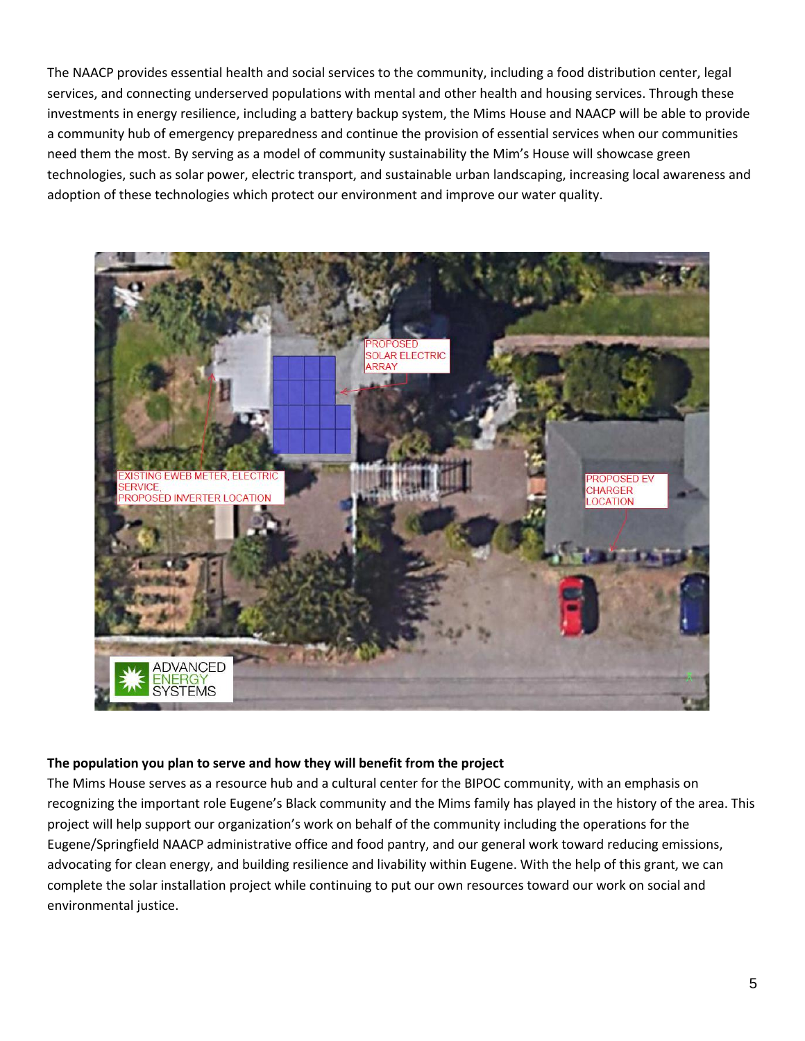The NAACP provides essential health and social services to the community, including a food distribution center, legal services, and connecting underserved populations with mental and other health and housing services. Through these investments in energy resilience, including a battery backup system, the Mims House and NAACP will be able to provide a community hub of emergency preparedness and continue the provision of essential services when our communities need them the most. By serving as a model of community sustainability the Mim's House will showcase green technologies, such as solar power, electric transport, and sustainable urban landscaping, increasing local awareness and adoption of these technologies which protect our environment and improve our water quality.

**The population you plan to serve and how they will benefit from the project**

The Mims House serves as a resource hub and a cultural center for the BIPOC community, with an emphasis on recognizing the important role Eugene's Black community and the Mims family has played in the history of the area. This project will help support our organization's work on behalf of the community including the operations for the Eugene/Springfield NAACP administrative office and food pantry, and our general work toward reducing emissions, advocating for clean energy, and building resilience and livability within Eugene. With the help of this grant, we can complete the solar installation project while continuing to put our own resources toward our work on social and environmental justice.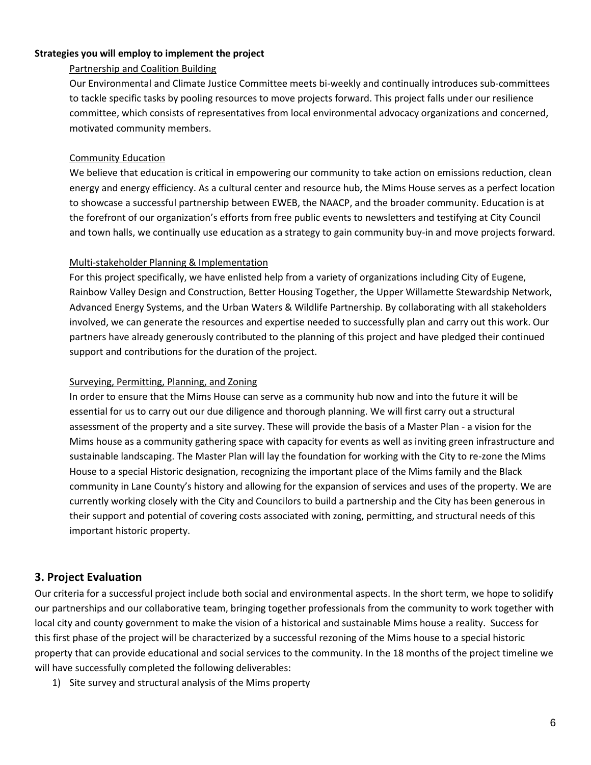**Strategies you will employ to implement the project**

Partnership and Coalition Building

Our Environmental and Climate Justice Committee meets bi-weekly and continually introduces sub-committees to tackle specific tasks by pooling resources to move projects forward. This project falls under our resilience committee, which consists of representatives from local environmental advocacy organizations and concerned, motivated community members.

Community Education

We believe that education is critical in empowering our community to take action on emissions reduction, clean energy and energy efficiency. As a cultural center and resource hub, the Mims House serves as a perfect location to showcase a successful partnership between EWEB, the NAACP, and the broader community. Education is at the forefront of our organization's efforts from free public events to newsletters and testifying at City Council and town halls, we continually use education as a strategy to gain community buy-in and move projects forward.

Multi-stakeholder Planning & Implementation

For this project specifically, we have enlisted help from a variety of organizations including City of Eugene, Rainbow Valley Design and Construction, Better Housing Together, the Upper Willamette Stewardship Network, Advanced Energy Systems, and the Urban Waters & Wildlife Partnership. By collaborating with all stakeholders involved, we can generate the resources and expertise needed to successfully plan and carry out this work. Our partners have already generously contributed to the planning of this project and have pledged their continued support and contributions for the duration of the project.

Surveying, Permitting, Planning, and Zoning

In order to ensure that the Mims House can serve as a community hub now and into the future it will be essential for us to carry out our due diligence and thorough planning. We will first carry out a structural assessment of the property and a site survey. These will provide the basis of a Master Plan - a vision for the Mims house as a community gathering space with capacity for events as well as inviting green infrastructure and sustainable landscaping. The Master Plan will lay the foundation for working with the City to re-zone the Mims House to a special Historic designation, recognizing the important place of the Mims family and the Black community in Lane County's history and allowing for the expansion of services and uses of the property. We are currently working closely with the City and Councilors to build a partnership and the City has been generous in their support and potential of covering costs associated with zoning, permitting, and structural needs of this important historic property.

## 3. Project Evaluation

Our criteria for a successful project include both social and environmental aspects. In the short term, we hope to solidify our partnerships and our collaborative team, bringing together professionals from the community to work together with local city and county government to make the vision of a historical and sustainable Mims house a reality. Success for this first phase of the project will be characterized by a successful rezoning of the Mims house to a special historic property that can provide educational and social services to the community. In the 18 months of the project timeline we will have successfully completed the following deliverables:

1) Site survey and structural analysis of the Mims property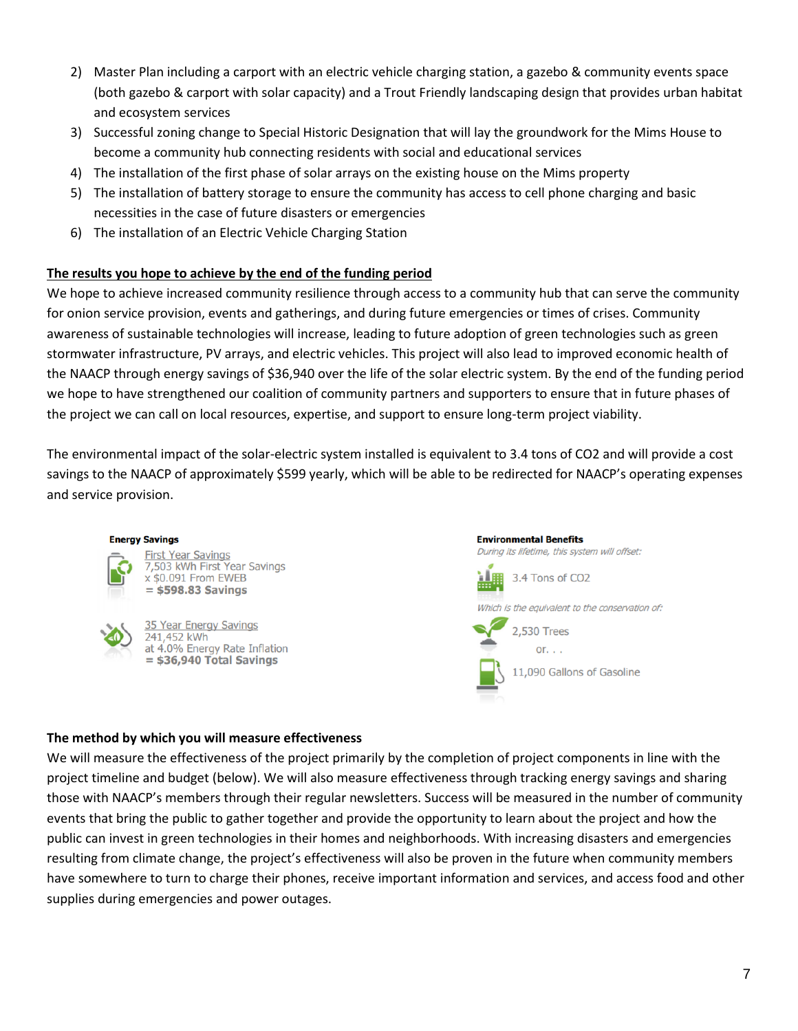2) Master Plan including a carport with an electric vehicle charging station, a gazebo & community events space (both gazebo & carport with solar capacity) and a Trout Friendly landscaping design that provides urban habitat and ecosystem services
3) Successful zoning change to Special Historic Designation that will lay the groundwork for the Mims House to become a community hub connecting residents with social and educational services
4) The installation of the first phase of solar arrays on the existing house on the Mims property
5) The installation of battery storage to ensure the community has access to cell phone charging and basic necessities in the case of future disasters or emergencies
6) The installation of an Electric Vehicle Charging Station

**The results you hope to achieve by the end of the funding period**

We hope to achieve increased community resilience through access to a community hub that can serve the community for onion service provision, events and gatherings, and during future emergencies or times of crises. Community awareness of sustainable technologies will increase, leading to future adoption of green technologies such as green stormwater infrastructure, PV arrays, and electric vehicles. This project will also lead to improved economic health of the NAACP through energy savings of $36,940 over the life of the solar electric system. By the end of the funding period we hope to have strengthened our coalition of community partners and supporters to ensure that in future phases of the project we can call on local resources, expertise, and support to ensure long-term project viability.

The environmental impact of the solar-electric system installed is equivalent to 3.4 tons of $CO_2$ and will provide a cost savings to the NAACP of approximately $599 yearly, which will be able to be redirected for NAACP's operating expenses and service provision.

**Energy Savings**

First Year Savings
7,503 kWh First Year Savings
x $0.091 From EWEB
= **$598.83 Savings**

35 Year Energy Savings
241,452 kWh
at 4.0% Energy Rate Inflation
= **$36,940 Total Savings**

**Environmental Benefits**

*During its lifetime, this system will offset:*

3.4 Tons of CO2

*Which is the equivalent to the conservation of:*

2,530 Trees

or. . .

11,090 Gallons of Gasoline

**The method by which you will measure effectiveness**

We will measure the effectiveness of the project primarily by the completion of project components in line with the project timeline and budget (below). We will also measure effectiveness through tracking energy savings and sharing those with NAACP's members through their regular newsletters. Success will be measured in the number of community events that bring the public to gather together and provide the opportunity to learn about the project and how the public can invest in green technologies in their homes and neighborhoods. With increasing disasters and emergencies resulting from climate change, the project's effectiveness will also be proven in the future when community members have somewhere to turn to charge their phones, receive important information and services, and access food and other supplies during emergencies and power outages.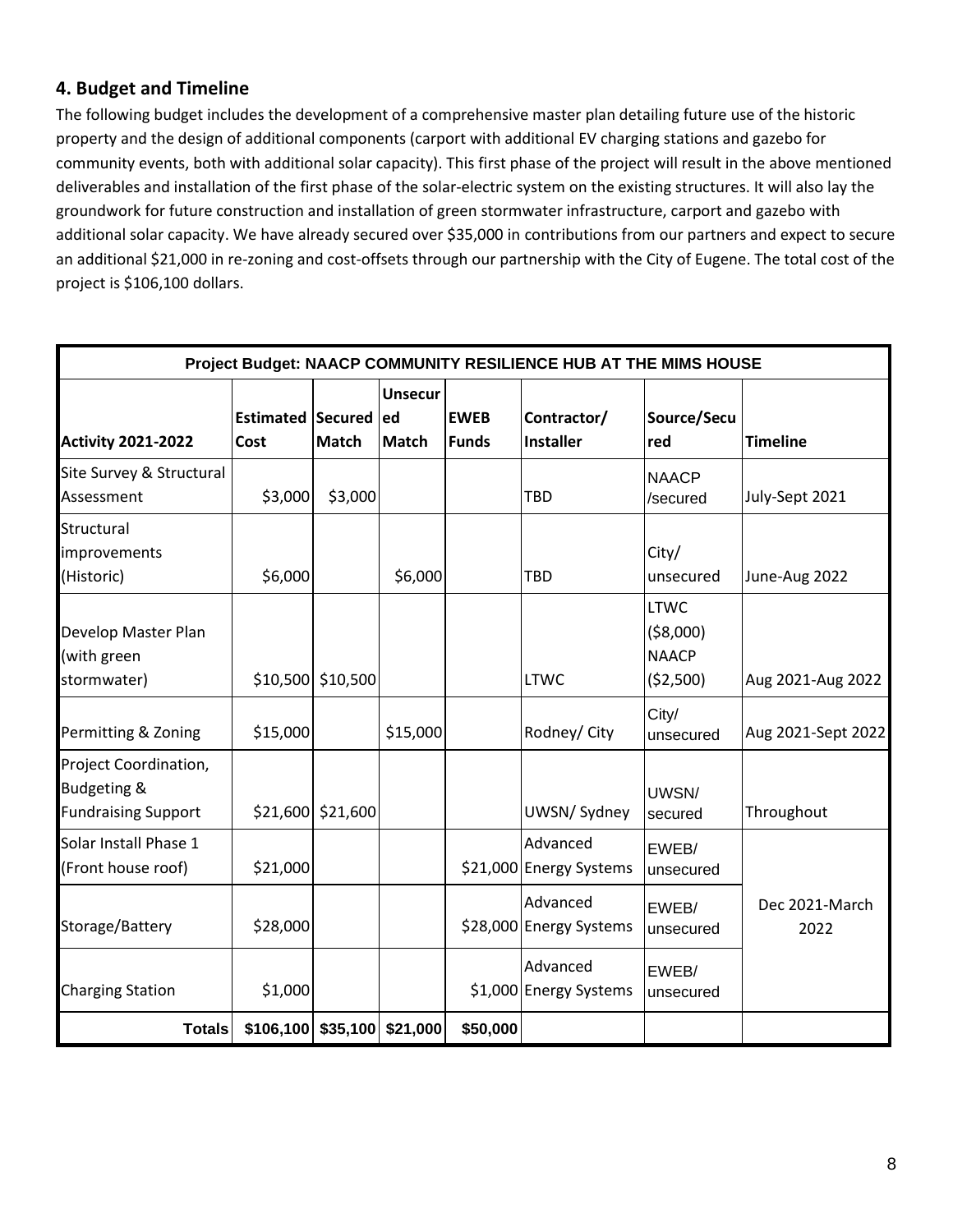## 4. Budget and Timeline

The following budget includes the development of a comprehensive master plan detailing future use of the historic property and the design of additional components (carport with additional EV charging stations and gazebo for community events, both with additional solar capacity). This first phase of the project will result in the above mentioned deliverables and installation of the first phase of the solar-electric system on the existing structures. It will also lay the groundwork for future construction and installation of green stormwater infrastructure, carport and gazebo with additional solar capacity. We have already secured over $35,000 in contributions from our partners and expect to secure an additional $21,000 in re-zoning and cost-offsets through our partnership with the City of Eugene. The total cost of the project is $106,100 dollars.

| Project Budget: NAACP COMMUNITY RESILIENCE HUB AT THE MIMS HOUSE | | | | | | | |
|---|---|---|---|---|---|---|---|
| **Activity 2021-2022** | **Estimated Cost** | **Secured Match** | **Unsecured Match** | **EWEB Funds** | **Contractor/ Installer** | **Source/Secured** | **Timeline** |
| Site Survey & Structural Assessment | $3,000 | $3,000 | | | TBD | NAACP /secured | July-Sept 2021 |
| Structural improvements (Historic) | $6,000 | | $6,000 | | TBD | City/ unsecured | June-Aug 2022 |
| Develop Master Plan (with green stormwater) | $10,500 | $10,500 | | | LTWC | LTWC ($8,000) NAACP ($2,500) | Aug 2021-Aug 2022 |
| Permitting & Zoning | $15,000 | | $15,000 | | Rodney/ City | City/ unsecured | Aug 2021-Sept 2022 |
| Project Coordination, Budgeting & Fundraising Support | $21,600 | $21,600 | | | UWSN/ Sydney | UWSN/ secured | Throughout |
| Solar Install Phase 1 (Front house roof) | $21,000 | | | $21,000 | Advanced Energy Systems | EWEB/ unsecured | Dec 2021-March 2022 |
| Storage/Battery | $28,000 | | | $28,000 | Advanced Energy Systems | EWEB/ unsecured | |
| Charging Station | $1,000 | | | $1,000 | Advanced Energy Systems | EWEB/ unsecured | |
| **Totals** | **$106,100** | **$35,100** | **$21,000** | **$50,000** | | | |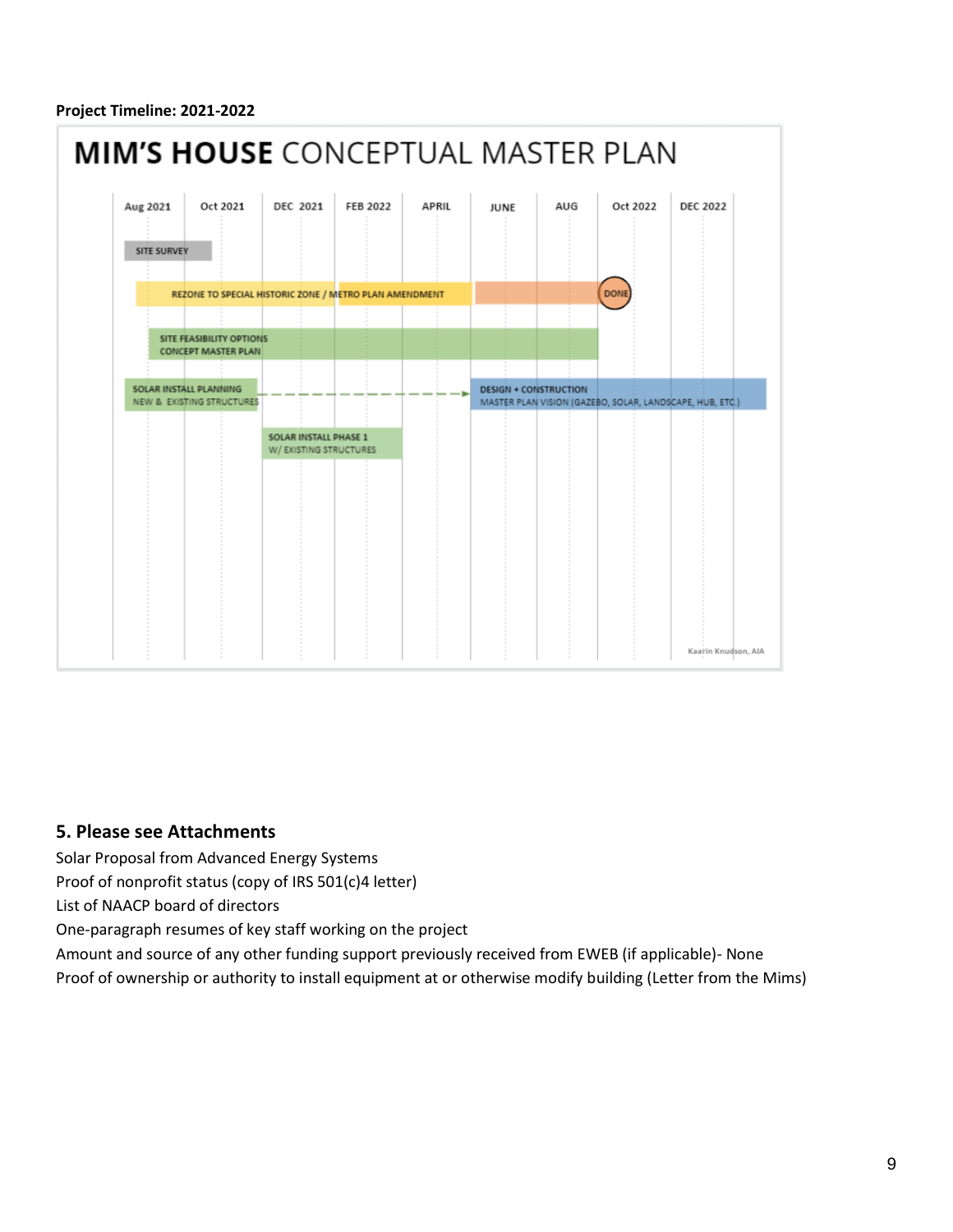**Project Timeline: 2021-2022**

# MIM'S HOUSE CONCEPTUAL MASTER PLAN

| Aug 2021 | Oct 2021 | DEC 2021 | FEB 2022 | APRIL | JUNE | AUG | Oct 2022 | DEC 2022 |
|---|---|---|---|---|---|---|---|---|

- SITE SURVEY
- REZONE TO SPECIAL HISTORIC ZONE / METRO PLAN AMENDMENT — DONE
- SITE FEASIBILITY OPTIONS CONCEPT MASTER PLAN
- SOLAR INSTALL PLANNING NEW & EXISTING STRUCTURES
- DESIGN + CONSTRUCTION MASTER PLAN VISION (GAZEBO, SOLAR, LANDSCAPE, HUB, ETC.)
- SOLAR INSTALL PHASE 1 W/ EXISTING STRUCTURES

Kaarin Knudson, AIA

## 5. Please see Attachments

Solar Proposal from Advanced Energy Systems

Proof of nonprofit status (copy of IRS 501(c)4 letter)

List of NAACP board of directors

One-paragraph resumes of key staff working on the project

Amount and source of any other funding support previously received from EWEB (if applicable)- None

Proof of ownership or authority to install equipment at or otherwise modify building (Letter from the Mims)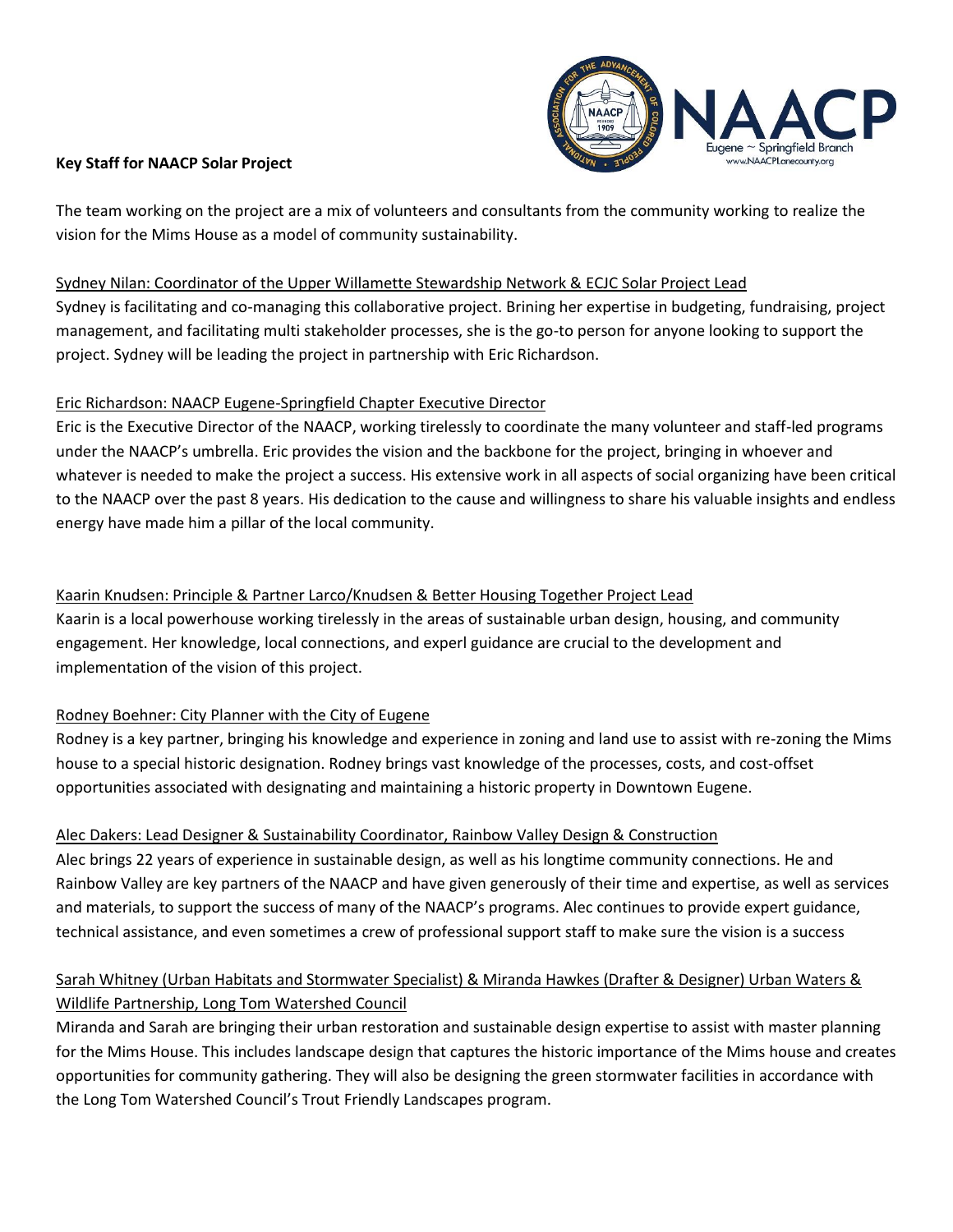**Key Staff for NAACP Solar Project**

The team working on the project are a mix of volunteers and consultants from the community working to realize the vision for the Mims House as a model of community sustainability.

<u>Sydney Nilan: Coordinator of the Upper Willamette Stewardship Network & ECJC Solar Project Lead</u>

Sydney is facilitating and co-managing this collaborative project. Brining her expertise in budgeting, fundraising, project management, and facilitating multi stakeholder processes, she is the go-to person for anyone looking to support the project. Sydney will be leading the project in partnership with Eric Richardson.

<u>Eric Richardson: NAACP Eugene-Springfield Chapter Executive Director</u>

Eric is the Executive Director of the NAACP, working tirelessly to coordinate the many volunteer and staff-led programs under the NAACP's umbrella. Eric provides the vision and the backbone for the project, bringing in whoever and whatever is needed to make the project a success. His extensive work in all aspects of social organizing have been critical to the NAACP over the past 8 years. His dedication to the cause and willingness to share his valuable insights and endless energy have made him a pillar of the local community.

<u>Kaarin Knudsen: Principle & Partner Larco/Knudsen & Better Housing Together Project Lead</u>

Kaarin is a local powerhouse working tirelessly in the areas of sustainable urban design, housing, and community engagement. Her knowledge, local connections, and experl guidance are crucial to the development and implementation of the vision of this project.

<u>Rodney Boehner: City Planner with the City of Eugene</u>

Rodney is a key partner, bringing his knowledge and experience in zoning and land use to assist with re-zoning the Mims house to a special historic designation. Rodney brings vast knowledge of the processes, costs, and cost-offset opportunities associated with designating and maintaining a historic property in Downtown Eugene.

<u>Alec Dakers: Lead Designer & Sustainability Coordinator, Rainbow Valley Design & Construction</u>

Alec brings 22 years of experience in sustainable design, as well as his longtime community connections. He and Rainbow Valley are key partners of the NAACP and have given generously of their time and expertise, as well as services and materials, to support the success of many of the NAACP's programs. Alec continues to provide expert guidance, technical assistance, and even sometimes a crew of professional support staff to make sure the vision is a success

<u>Sarah Whitney (Urban Habitats and Stormwater Specialist) & Miranda Hawkes (Drafter & Designer) Urban Waters & Wildlife Partnership, Long Tom Watershed Council</u>

Miranda and Sarah are bringing their urban restoration and sustainable design expertise to assist with master planning for the Mims House. This includes landscape design that captures the historic importance of the Mims house and creates opportunities for community gathering. They will also be designing the green stormwater facilities in accordance with the Long Tom Watershed Council's Trout Friendly Landscapes program.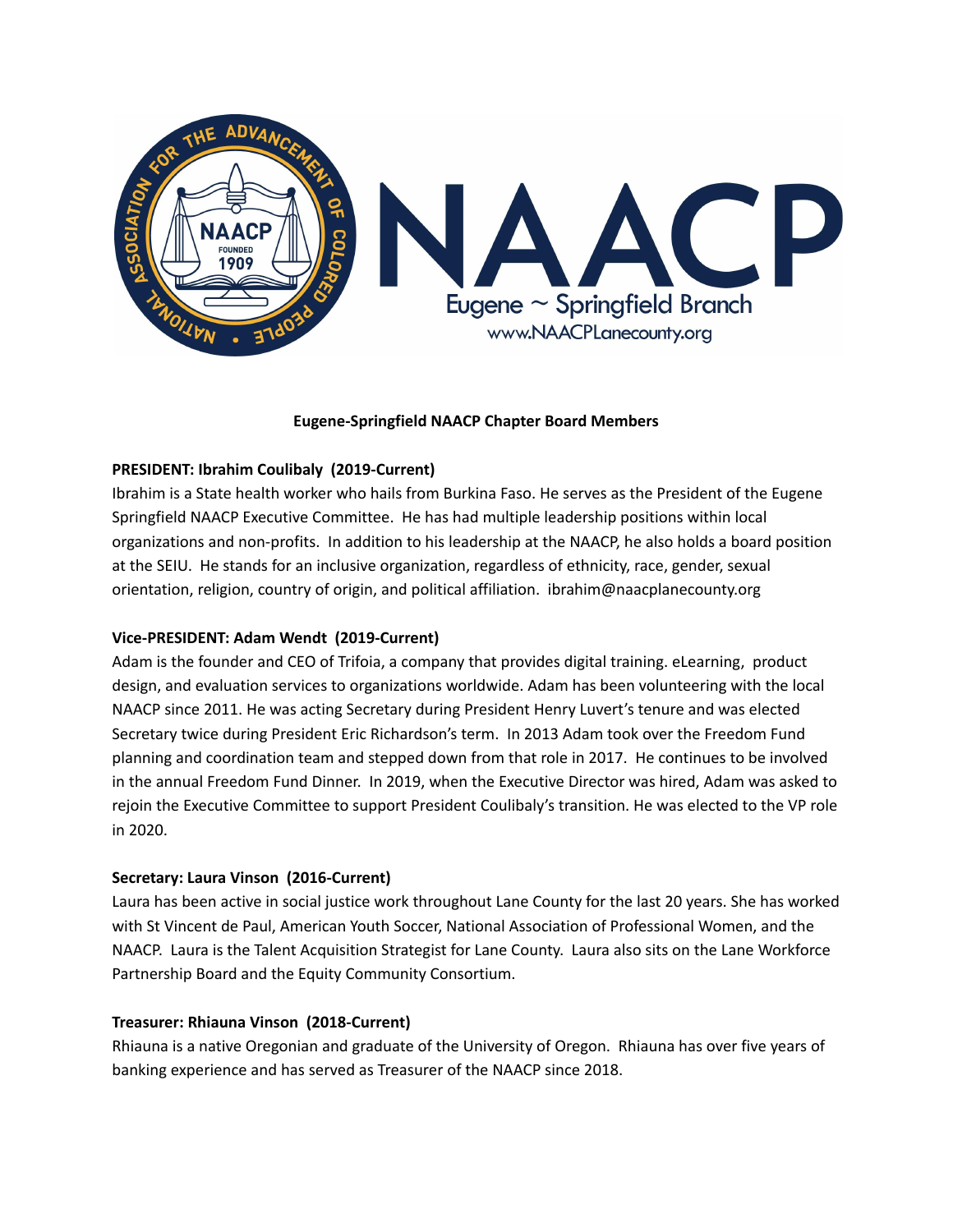NAACP

Eugene ~ Springfield Branch

www.NAACPLanecounty.org

**Eugene-Springfield NAACP Chapter Board Members**

**PRESIDENT: Ibrahim Coulibaly (2019-Current)**

Ibrahim is a State health worker who hails from Burkina Faso. He serves as the President of the Eugene Springfield NAACP Executive Committee. He has had multiple leadership positions within local organizations and non-profits. In addition to his leadership at the NAACP, he also holds a board position at the SEIU. He stands for an inclusive organization, regardless of ethnicity, race, gender, sexual orientation, religion, country of origin, and political affiliation. ibrahim@naacplanecounty.org

**Vice-PRESIDENT: Adam Wendt (2019-Current)**

Adam is the founder and CEO of Trifoia, a company that provides digital training. eLearning, product design, and evaluation services to organizations worldwide. Adam has been volunteering with the local NAACP since 2011. He was acting Secretary during President Henry Luvert's tenure and was elected Secretary twice during President Eric Richardson's term. In 2013 Adam took over the Freedom Fund planning and coordination team and stepped down from that role in 2017. He continues to be involved in the annual Freedom Fund Dinner. In 2019, when the Executive Director was hired, Adam was asked to rejoin the Executive Committee to support President Coulibaly's transition. He was elected to the VP role in 2020.

**Secretary: Laura Vinson (2016-Current)**

Laura has been active in social justice work throughout Lane County for the last 20 years. She has worked with St Vincent de Paul, American Youth Soccer, National Association of Professional Women, and the NAACP. Laura is the Talent Acquisition Strategist for Lane County. Laura also sits on the Lane Workforce Partnership Board and the Equity Community Consortium.

**Treasurer: Rhiauna Vinson (2018-Current)**

Rhiauna is a native Oregonian and graduate of the University of Oregon. Rhiauna has over five years of banking experience and has served as Treasurer of the NAACP since 2018.